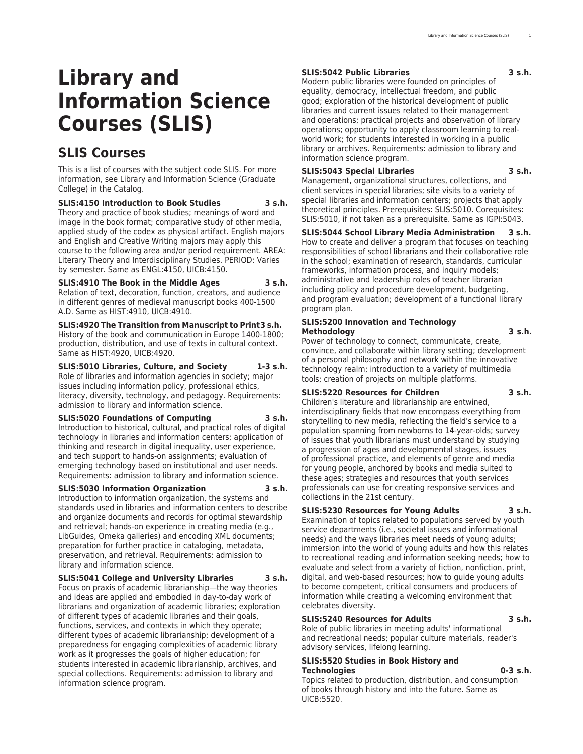# Library and Information Science Courses (SLIS)

## SLIS Courses

This is a list of courses with the subject code SLIS. For more information, see Library and Information Science (Graduate College) in the Catalog.

**SLIS:4150 Introduction to Book Studies 3 s.h.**
Theory and practice of book studies; meanings of word and image in the book format; comparative study of other media, applied study of the codex as physical artifact. English majors and English and Creative Writing majors may apply this course to the following area and/or period requirement. AREA: Literary Theory and Interdisciplinary Studies. PERIOD: Varies by semester. Same as ENGL:4150, UICB:4150.

**SLIS:4910 The Book in the Middle Ages 3 s.h.**
Relation of text, decoration, function, creators, and audience in different genres of medieval manuscript books 400-1500 A.D. Same as HIST:4910, UICB:4910.

**SLIS:4920 The Transition from Manuscript to Print 3 s.h.**
History of the book and communication in Europe 1400-1800; production, distribution, and use of texts in cultural context. Same as HIST:4920, UICB:4920.

**SLIS:5010 Libraries, Culture, and Society 1-3 s.h.**
Role of libraries and information agencies in society; major issues including information policy, professional ethics, literacy, diversity, technology, and pedagogy. Requirements: admission to library and information science.

**SLIS:5020 Foundations of Computing 3 s.h.**
Introduction to historical, cultural, and practical roles of digital technology in libraries and information centers; application of thinking and research in digital inequality, user experience, and tech support to hands-on assignments; evaluation of emerging technology based on institutional and user needs. Requirements: admission to library and information science.

**SLIS:5030 Information Organization 3 s.h.**
Introduction to information organization, the systems and standards used in libraries and information centers to describe and organize documents and records for optimal stewardship and retrieval; hands-on experience in creating media (e.g., LibGuides, Omeka galleries) and encoding XML documents; preparation for further practice in cataloging, metadata, preservation, and retrieval. Requirements: admission to library and information science.

**SLIS:5041 College and University Libraries 3 s.h.**
Focus on praxis of academic librarianship—the way theories and ideas are applied and embodied in day-to-day work of librarians and organization of academic libraries; exploration of different types of academic libraries and their goals, functions, services, and contexts in which they operate; different types of academic librarianship; development of a preparedness for engaging complexities of academic library work as it progresses the goals of higher education; for students interested in academic librarianship, archives, and special collections. Requirements: admission to library and information science program.

**SLIS:5042 Public Libraries 3 s.h.**
Modern public libraries were founded on principles of equality, democracy, intellectual freedom, and public good; exploration of the historical development of public libraries and current issues related to their management and operations; practical projects and observation of library operations; opportunity to apply classroom learning to real-world work; for students interested in working in a public library or archives. Requirements: admission to library and information science program.

**SLIS:5043 Special Libraries 3 s.h.**
Management, organizational structures, collections, and client services in special libraries; site visits to a variety of special libraries and information centers; projects that apply theoretical principles. Prerequisites: SLIS:5010. Corequisites: SLIS:5010, if not taken as a prerequisite. Same as IGPI:5043.

**SLIS:5044 School Library Media Administration 3 s.h.**
How to create and deliver a program that focuses on teaching responsibilities of school librarians and their collaborative role in the school; examination of research, standards, curricular frameworks, information process, and inquiry models; administrative and leadership roles of teacher librarian including policy and procedure development, budgeting, and program evaluation; development of a functional library program plan.

**SLIS:5200 Innovation and Technology Methodology 3 s.h.**
Power of technology to connect, communicate, create, convince, and collaborate within library setting; development of a personal philosophy and network within the innovative technology realm; introduction to a variety of multimedia tools; creation of projects on multiple platforms.

**SLIS:5220 Resources for Children 3 s.h.**
Children's literature and librarianship are entwined, interdisciplinary fields that now encompass everything from storytelling to new media, reflecting the field's service to a population spanning from newborns to 14-year-olds; survey of issues that youth librarians must understand by studying a progression of ages and developmental stages, issues of professional practice, and elements of genre and media for young people, anchored by books and media suited to these ages; strategies and resources that youth services professionals can use for creating responsive services and collections in the 21st century.

**SLIS:5230 Resources for Young Adults 3 s.h.**
Examination of topics related to populations served by youth service departments (i.e., societal issues and informational needs) and the ways libraries meet needs of young adults; immersion into the world of young adults and how this relates to recreational reading and information seeking needs; how to evaluate and select from a variety of fiction, nonfiction, print, digital, and web-based resources; how to guide young adults to become competent, critical consumers and producers of information while creating a welcoming environment that celebrates diversity.

**SLIS:5240 Resources for Adults 3 s.h.**
Role of public libraries in meeting adults' informational and recreational needs; popular culture materials, reader's advisory services, lifelong learning.

**SLIS:5520 Studies in Book History and Technologies 0-3 s.h.**
Topics related to production, distribution, and consumption of books through history and into the future. Same as UICB:5520.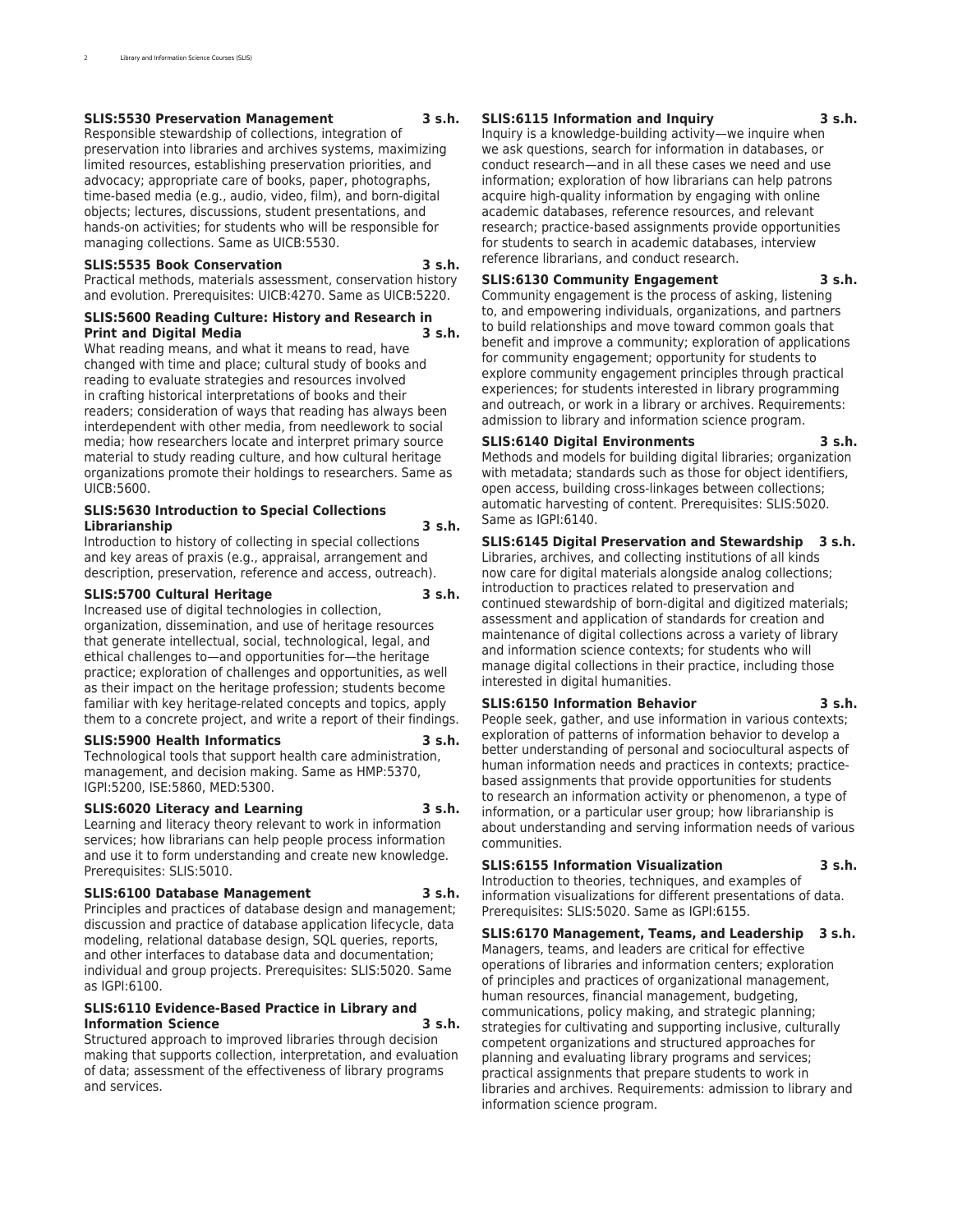**SLIS:5530 Preservation Management 3 s.h.**
Responsible stewardship of collections, integration of preservation into libraries and archives systems, maximizing limited resources, establishing preservation priorities, and advocacy; appropriate care of books, paper, photographs, time-based media (e.g., audio, video, film), and born-digital objects; lectures, discussions, student presentations, and hands-on activities; for students who will be responsible for managing collections. Same as UICB:5530.

**SLIS:5535 Book Conservation 3 s.h.**
Practical methods, materials assessment, conservation history and evolution. Prerequisites: UICB:4270. Same as UICB:5220.

**SLIS:5600 Reading Culture: History and Research in Print and Digital Media 3 s.h.**
What reading means, and what it means to read, have changed with time and place; cultural study of books and reading to evaluate strategies and resources involved in crafting historical interpretations of books and their readers; consideration of ways that reading has always been interdependent with other media, from needlework to social media; how researchers locate and interpret primary source material to study reading culture, and how cultural heritage organizations promote their holdings to researchers. Same as UICB:5600.

**SLIS:5630 Introduction to Special Collections Librarianship 3 s.h.**
Introduction to history of collecting in special collections and key areas of praxis (e.g., appraisal, arrangement and description, preservation, reference and access, outreach).

**SLIS:5700 Cultural Heritage 3 s.h.**
Increased use of digital technologies in collection, organization, dissemination, and use of heritage resources that generate intellectual, social, technological, legal, and ethical challenges to—and opportunities for—the heritage practice; exploration of challenges and opportunities, as well as their impact on the heritage profession; students become familiar with key heritage-related concepts and topics, apply them to a concrete project, and write a report of their findings.

**SLIS:5900 Health Informatics 3 s.h.**
Technological tools that support health care administration, management, and decision making. Same as HMP:5370, IGPI:5200, ISE:5860, MED:5300.

**SLIS:6020 Literacy and Learning 3 s.h.**
Learning and literacy theory relevant to work in information services; how librarians can help people process information and use it to form understanding and create new knowledge. Prerequisites: SLIS:5010.

**SLIS:6100 Database Management 3 s.h.**
Principles and practices of database design and management; discussion and practice of database application lifecycle, data modeling, relational database design, SQL queries, reports, and other interfaces to database data and documentation; individual and group projects. Prerequisites: SLIS:5020. Same as IGPI:6100.

**SLIS:6110 Evidence-Based Practice in Library and Information Science 3 s.h.**
Structured approach to improved libraries through decision making that supports collection, interpretation, and evaluation of data; assessment of the effectiveness of library programs and services.

**SLIS:6115 Information and Inquiry 3 s.h.**
Inquiry is a knowledge-building activity—we inquire when we ask questions, search for information in databases, or conduct research—and in all these cases we need and use information; exploration of how librarians can help patrons acquire high-quality information by engaging with online academic databases, reference resources, and relevant research; practice-based assignments provide opportunities for students to search in academic databases, interview reference librarians, and conduct research.

**SLIS:6130 Community Engagement 3 s.h.**
Community engagement is the process of asking, listening to, and empowering individuals, organizations, and partners to build relationships and move toward common goals that benefit and improve a community; exploration of applications for community engagement; opportunity for students to explore community engagement principles through practical experiences; for students interested in library programming and outreach, or work in a library or archives. Requirements: admission to library and information science program.

**SLIS:6140 Digital Environments 3 s.h.**
Methods and models for building digital libraries; organization with metadata; standards such as those for object identifiers, open access, building cross-linkages between collections; automatic harvesting of content. Prerequisites: SLIS:5020. Same as IGPI:6140.

**SLIS:6145 Digital Preservation and Stewardship 3 s.h.**
Libraries, archives, and collecting institutions of all kinds now care for digital materials alongside analog collections; introduction to practices related to preservation and continued stewardship of born-digital and digitized materials; assessment and application of standards for creation and maintenance of digital collections across a variety of library and information science contexts; for students who will manage digital collections in their practice, including those interested in digital humanities.

**SLIS:6150 Information Behavior 3 s.h.**
People seek, gather, and use information in various contexts; exploration of patterns of information behavior to develop a better understanding of personal and sociocultural aspects of human information needs and practices in contexts; practice-based assignments that provide opportunities for students to research an information activity or phenomenon, a type of information, or a particular user group; how librarianship is about understanding and serving information needs of various communities.

**SLIS:6155 Information Visualization 3 s.h.**
Introduction to theories, techniques, and examples of information visualizations for different presentations of data. Prerequisites: SLIS:5020. Same as IGPI:6155.

**SLIS:6170 Management, Teams, and Leadership 3 s.h.**
Managers, teams, and leaders are critical for effective operations of libraries and information centers; exploration of principles and practices of organizational management, human resources, financial management, budgeting, communications, policy making, and strategic planning; strategies for cultivating and supporting inclusive, culturally competent organizations and structured approaches for planning and evaluating library programs and services; practical assignments that prepare students to work in libraries and archives. Requirements: admission to library and information science program.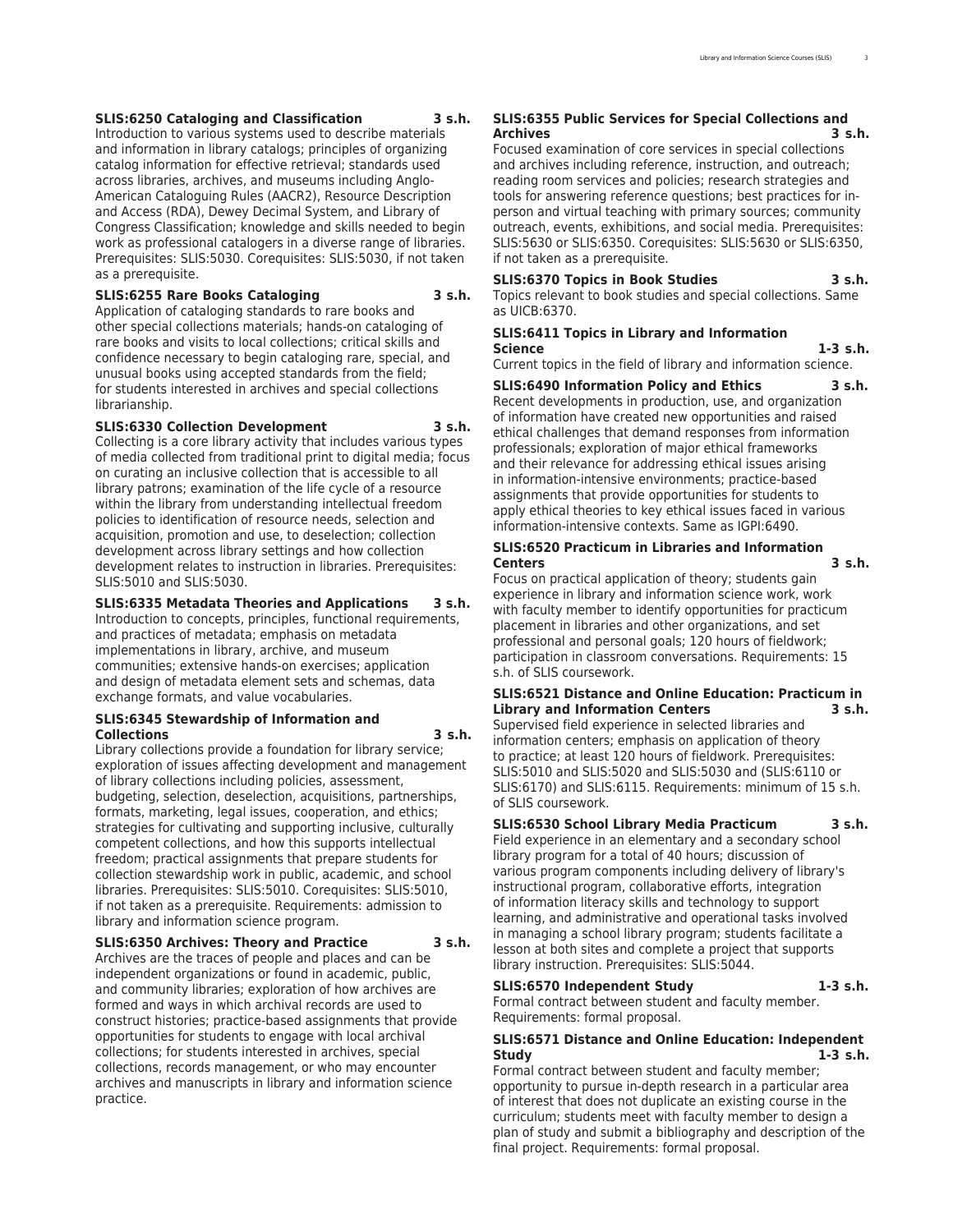**SLIS:6250 Cataloging and Classification 3 s.h.**
Introduction to various systems used to describe materials and information in library catalogs; principles of organizing catalog information for effective retrieval; standards used across libraries, archives, and museums including Anglo-American Cataloguing Rules (AACR2), Resource Description and Access (RDA), Dewey Decimal System, and Library of Congress Classification; knowledge and skills needed to begin work as professional catalogers in a diverse range of libraries. Prerequisites: SLIS:5030. Corequisites: SLIS:5030, if not taken as a prerequisite.

**SLIS:6255 Rare Books Cataloging 3 s.h.**
Application of cataloging standards to rare books and other special collections materials; hands-on cataloging of rare books and visits to local collections; critical skills and confidence necessary to begin cataloging rare, special, and unusual books using accepted standards from the field; for students interested in archives and special collections librarianship.

**SLIS:6330 Collection Development 3 s.h.**
Collecting is a core library activity that includes various types of media collected from traditional print to digital media; focus on curating an inclusive collection that is accessible to all library patrons; examination of the life cycle of a resource within the library from understanding intellectual freedom policies to identification of resource needs, selection and acquisition, promotion and use, to deselection; collection development across library settings and how collection development relates to instruction in libraries. Prerequisites: SLIS:5010 and SLIS:5030.

**SLIS:6335 Metadata Theories and Applications 3 s.h.**
Introduction to concepts, principles, functional requirements, and practices of metadata; emphasis on metadata implementations in library, archive, and museum communities; extensive hands-on exercises; application and design of metadata element sets and schemas, data exchange formats, and value vocabularies.

**SLIS:6345 Stewardship of Information and Collections 3 s.h.**
Library collections provide a foundation for library service; exploration of issues affecting development and management of library collections including policies, assessment, budgeting, selection, deselection, acquisitions, partnerships, formats, marketing, legal issues, cooperation, and ethics; strategies for cultivating and supporting inclusive, culturally competent collections, and how this supports intellectual freedom; practical assignments that prepare students for collection stewardship work in public, academic, and school libraries. Prerequisites: SLIS:5010. Corequisites: SLIS:5010, if not taken as a prerequisite. Requirements: admission to library and information science program.

**SLIS:6350 Archives: Theory and Practice 3 s.h.**
Archives are the traces of people and places and can be independent organizations or found in academic, public, and community libraries; exploration of how archives are formed and ways in which archival records are used to construct histories; practice-based assignments that provide opportunities for students to engage with local archival collections; for students interested in archives, special collections, records management, or who may encounter archives and manuscripts in library and information science practice.

**SLIS:6355 Public Services for Special Collections and Archives 3 s.h.**
Focused examination of core services in special collections and archives including reference, instruction, and outreach; reading room services and policies; research strategies and tools for answering reference questions; best practices for in-person and virtual teaching with primary sources; community outreach, events, exhibitions, and social media. Prerequisites: SLIS:5630 or SLIS:6350. Corequisites: SLIS:5630 or SLIS:6350, if not taken as a prerequisite.

**SLIS:6370 Topics in Book Studies 3 s.h.**
Topics relevant to book studies and special collections. Same as UICB:6370.

**SLIS:6411 Topics in Library and Information Science 1-3 s.h.**
Current topics in the field of library and information science.

**SLIS:6490 Information Policy and Ethics 3 s.h.**
Recent developments in production, use, and organization of information have created new opportunities and raised ethical challenges that demand responses from information professionals; exploration of major ethical frameworks and their relevance for addressing ethical issues arising in information-intensive environments; practice-based assignments that provide opportunities for students to apply ethical theories to key ethical issues faced in various information-intensive contexts. Same as IGPI:6490.

**SLIS:6520 Practicum in Libraries and Information Centers 3 s.h.**
Focus on practical application of theory; students gain experience in library and information science work, work with faculty member to identify opportunities for practicum placement in libraries and other organizations, and set professional and personal goals; 120 hours of fieldwork; participation in classroom conversations. Requirements: 15 s.h. of SLIS coursework.

**SLIS:6521 Distance and Online Education: Practicum in Library and Information Centers 3 s.h.**
Supervised field experience in selected libraries and information centers; emphasis on application of theory to practice; at least 120 hours of fieldwork. Prerequisites: SLIS:5010 and SLIS:5020 and SLIS:5030 and (SLIS:6110 or SLIS:6170) and SLIS:6115. Requirements: minimum of 15 s.h. of SLIS coursework.

**SLIS:6530 School Library Media Practicum 3 s.h.**
Field experience in an elementary and a secondary school library program for a total of 40 hours; discussion of various program components including delivery of library's instructional program, collaborative efforts, integration of information literacy skills and technology to support learning, and administrative and operational tasks involved in managing a school library program; students facilitate a lesson at both sites and complete a project that supports library instruction. Prerequisites: SLIS:5044.

**SLIS:6570 Independent Study 1-3 s.h.**
Formal contract between student and faculty member. Requirements: formal proposal.

**SLIS:6571 Distance and Online Education: Independent Study 1-3 s.h.**
Formal contract between student and faculty member; opportunity to pursue in-depth research in a particular area of interest that does not duplicate an existing course in the curriculum; students meet with faculty member to design a plan of study and submit a bibliography and description of the final project. Requirements: formal proposal.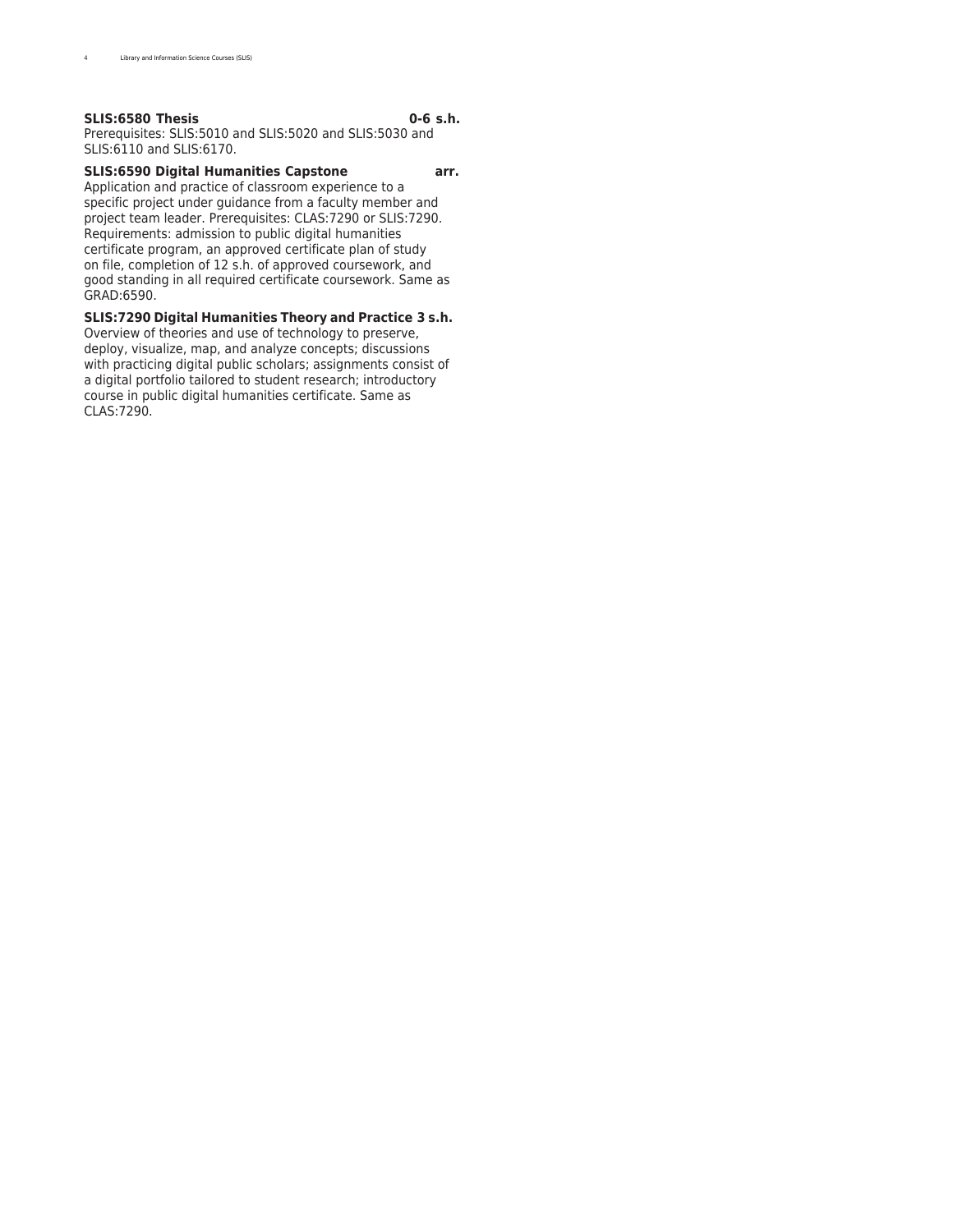**SLIS:6580 Thesis 0-6 s.h.**
Prerequisites: SLIS:5010 and SLIS:5020 and SLIS:5030 and SLIS:6110 and SLIS:6170.

**SLIS:6590 Digital Humanities Capstone arr.**
Application and practice of classroom experience to a specific project under guidance from a faculty member and project team leader. Prerequisites: CLAS:7290 or SLIS:7290. Requirements: admission to public digital humanities certificate program, an approved certificate plan of study on file, completion of 12 s.h. of approved coursework, and good standing in all required certificate coursework. Same as GRAD:6590.

**SLIS:7290 Digital Humanities Theory and Practice 3 s.h.**
Overview of theories and use of technology to preserve, deploy, visualize, map, and analyze concepts; discussions with practicing digital public scholars; assignments consist of a digital portfolio tailored to student research; introductory course in public digital humanities certificate. Same as CLAS:7290.